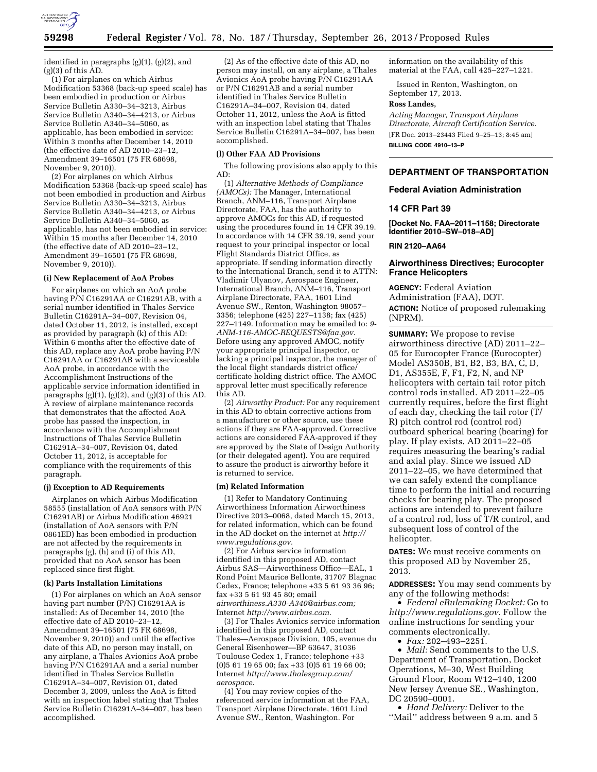identified in paragraphs (g)(1), (g)(2), and (g)(3) of this AD.

(1) For airplanes on which Airbus Modification 53368 (back-up speed scale) has been embodied in production or Airbus Service Bulletin A330–34–3213, Airbus Service Bulletin A340–34–4213, or Airbus Service Bulletin A340–34–5060, as applicable, has been embodied in service: Within 3 months after December 14, 2010 (the effective date of AD 2010–23–12, Amendment 39–16501 (75 FR 68698, November 9, 2010)).

(2) For airplanes on which Airbus Modification 53368 (back-up speed scale) has not been embodied in production and Airbus Service Bulletin A330–34–3213, Airbus Service Bulletin A340–34–4213, or Airbus Service Bulletin A340–34–5060, as applicable, has not been embodied in service: Within 15 months after December 14, 2010 (the effective date of AD 2010–23–12, Amendment 39–16501 (75 FR 68698, November 9, 2010)).

**(i) New Replacement of AoA Probes**

For airplanes on which an AoA probe having P/N C16291AA or C16291AB, with a serial number identified in Thales Service Bulletin C16291A–34–007, Revision 04, dated October 11, 2012, is installed, except as provided by paragraph (k) of this AD: Within 6 months after the effective date of this AD, replace any AoA probe having P/N C16291AA or C16291AB with a serviceable AoA probe, in accordance with the Accomplishment Instructions of the applicable service information identified in paragraphs (g)(1), (g)(2), and (g)(3) of this AD. A review of airplane maintenance records that demonstrates that the affected AoA probe has passed the inspection, in accordance with the Accomplishment Instructions of Thales Service Bulletin C16291A–34–007, Revision 04, dated October 11, 2012, is acceptable for compliance with the requirements of this paragraph.

**(j) Exception to AD Requirements**

Airplanes on which Airbus Modification 58555 (installation of AoA sensors with P/N C16291AB) or Airbus Modification 46921 (installation of AoA sensors with P/N 0861ED) has been embodied in production are not affected by the requirements in paragraphs (g), (h) and (i) of this AD, provided that no AoA sensor has been replaced since first flight.

**(k) Parts Installation Limitations**

(1) For airplanes on which an AoA sensor having part number (P/N) C16291AA is installed: As of December 14, 2010 (the effective date of AD 2010–23–12, Amendment 39–16501 (75 FR 68698, November 9, 2010)) and until the effective date of this AD, no person may install, on any airplane, a Thales Avionics AoA probe having P/N C16291AA and a serial number identified in Thales Service Bulletin C16291A–34–007, Revision 01, dated December 3, 2009, unless the AoA is fitted with an inspection label stating that Thales Service Bulletin C16291A–34–007, has been accomplished.

(2) As of the effective date of this AD, no person may install, on any airplane, a Thales Avionics AoA probe having P/N C16291AA or P/N C16291AB and a serial number identified in Thales Service Bulletin C16291A–34–007, Revision 04, dated October 11, 2012, unless the AoA is fitted with an inspection label stating that Thales Service Bulletin C16291A–34–007, has been accomplished.

**(l) Other FAA AD Provisions**

The following provisions also apply to this AD:

(1) *Alternative Methods of Compliance (AMOCs):* The Manager, International Branch, ANM–116, Transport Airplane Directorate, FAA, has the authority to approve AMOCs for this AD, if requested using the procedures found in 14 CFR 39.19. In accordance with 14 CFR 39.19, send your request to your principal inspector or local Flight Standards District Office, as appropriate. If sending information directly to the International Branch, send it to ATTN: Vladimir Ulyanov, Aerospace Engineer, International Branch, ANM–116, Transport Airplane Directorate, FAA, 1601 Lind Avenue SW., Renton, Washington 98057–3356; telephone (425) 227–1138; fax (425) 227–1149. Information may be emailed to: *9-ANM-116-AMOC-REQUESTS@faa.gov*. Before using any approved AMOC, notify your appropriate principal inspector, or lacking a principal inspector, the manager of the local flight standards district office/certificate holding district office. The AMOC approval letter must specifically reference this AD.

(2) *Airworthy Product:* For any requirement in this AD to obtain corrective actions from a manufacturer or other source, use these actions if they are FAA-approved. Corrective actions are considered FAA-approved if they are approved by the State of Design Authority (or their delegated agent). You are required to assure the product is airworthy before it is returned to service.

**(m) Related Information**

(1) Refer to Mandatory Continuing Airworthiness Information Airworthiness Directive 2013–0068, dated March 15, 2013, for related information, which can be found in the AD docket on the internet at *http://www.regulations.gov.*

(2) For Airbus service information identified in this proposed AD, contact Airbus SAS—Airworthiness Office—EAL, 1 Rond Point Maurice Bellonte, 31707 Blagnac Cedex, France; telephone +33 5 61 93 36 96; fax +33 5 61 93 45 80; email *airworthiness.A330-A340@airbus.com;* Internet *http://www.airbus.com.*

(3) For Thales Avionics service information identified in this proposed AD, contact Thales—Aerospace Division, 105, avenue du General Eisenhower—BP 63647, 31036 Toulouse Cedex 1, France; telephone +33 (0)5 61 19 65 00; fax +33 (0)5 61 19 66 00; Internet *http://www.thalesgroup.com/aerospace.*

(4) You may review copies of the referenced service information at the FAA, Transport Airplane Directorate, 1601 Lind Avenue SW., Renton, Washington. For information on the availability of this material at the FAA, call 425–227–1221.

Issued in Renton, Washington, on September 17, 2013.

**Ross Landes,**

*Acting Manager, Transport Airplane Directorate, Aircraft Certification Service.*

[FR Doc. 2013–23443 Filed 9–25–13; 8:45 am]

**BILLING CODE 4910–13–P**

---

## DEPARTMENT OF TRANSPORTATION

### Federal Aviation Administration

### 14 CFR Part 39

**[Docket No. FAA–2011–1158; Directorate Identifier 2010–SW–018–AD]**

**RIN 2120–AA64**

### Airworthiness Directives; Eurocopter France Helicopters

**AGENCY:** Federal Aviation Administration (FAA), DOT.

**ACTION:** Notice of proposed rulemaking (NPRM).

**SUMMARY:** We propose to revise airworthiness directive (AD) 2011–22–05 for Eurocopter France (Eurocopter) Model AS350B, B1, B2, B3, BA, C, D, D1, AS355E, F, F1, F2, N, and NP helicopters with certain tail rotor pitch control rods installed. AD 2011–22–05 currently requires, before the first flight of each day, checking the tail rotor (T/R) pitch control rod (control rod) outboard spherical bearing (bearing) for play. If play exists, AD 2011–22–05 requires measuring the bearing's radial and axial play. Since we issued AD 2011–22–05, we have determined that we can safely extend the compliance time to perform the initial and recurring checks for bearing play. The proposed actions are intended to prevent failure of a control rod, loss of T/R control, and subsequent loss of control of the helicopter.

**DATES:** We must receive comments on this proposed AD by November 25, 2013.

**ADDRESSES:** You may send comments by any of the following methods:

- *Federal eRulemaking Docket:* Go to *http://www.regulations.gov.* Follow the online instructions for sending your comments electronically.
- *Fax:* 202–493–2251.
- *Mail:* Send comments to the U.S. Department of Transportation, Docket Operations, M–30, West Building Ground Floor, Room W12–140, 1200 New Jersey Avenue SE., Washington, DC 20590–0001.
- *Hand Delivery:* Deliver to the ''Mail'' address between 9 a.m. and 5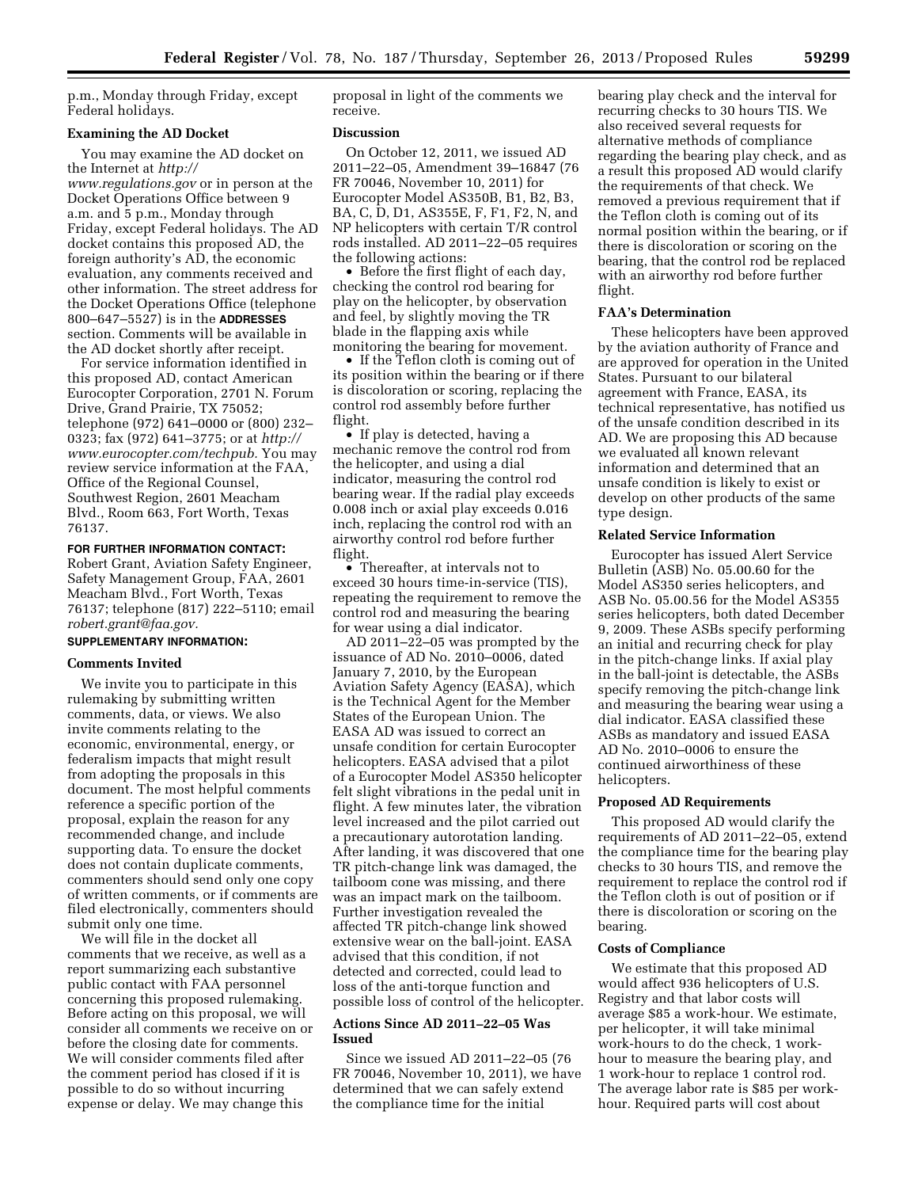p.m., Monday through Friday, except Federal holidays.

### Examining the AD Docket

You may examine the AD docket on the Internet at *http://www.regulations.gov* or in person at the Docket Operations Office between 9 a.m. and 5 p.m., Monday through Friday, except Federal holidays. The AD docket contains this proposed AD, the foreign authority's AD, the economic evaluation, any comments received and other information. The street address for the Docket Operations Office (telephone 800–647–5527) is in the **ADDRESSES** section. Comments will be available in the AD docket shortly after receipt.

For service information identified in this proposed AD, contact American Eurocopter Corporation, 2701 N. Forum Drive, Grand Prairie, TX 75052; telephone (972) 641–0000 or (800) 232–0323; fax (972) 641–3775; or at *http://www.eurocopter.com/techpub.* You may review service information at the FAA, Office of the Regional Counsel, Southwest Region, 2601 Meacham Blvd., Room 663, Fort Worth, Texas 76137.

**FOR FURTHER INFORMATION CONTACT:** Robert Grant, Aviation Safety Engineer, Safety Management Group, FAA, 2601 Meacham Blvd., Fort Worth, Texas 76137; telephone (817) 222–5110; email *robert.grant@faa.gov.*

**SUPPLEMENTARY INFORMATION:**

### Comments Invited

We invite you to participate in this rulemaking by submitting written comments, data, or views. We also invite comments relating to the economic, environmental, energy, or federalism impacts that might result from adopting the proposals in this document. The most helpful comments reference a specific portion of the proposal, explain the reason for any recommended change, and include supporting data. To ensure the docket does not contain duplicate comments, commenters should send only one copy of written comments, or if comments are filed electronically, commenters should submit only one time.

We will file in the docket all comments that we receive, as well as a report summarizing each substantive public contact with FAA personnel concerning this proposed rulemaking. Before acting on this proposal, we will consider all comments we receive on or before the closing date for comments. We will consider comments filed after the comment period has closed if it is possible to do so without incurring expense or delay. We may change this proposal in light of the comments we receive.

### Discussion

On October 12, 2011, we issued AD 2011–22–05, Amendment 39–16847 (76 FR 70046, November 10, 2011) for Eurocopter Model AS350B, B1, B2, B3, BA, C, D, D1, AS355E, F, F1, F2, N, and NP helicopters with certain T/R control rods installed. AD 2011–22–05 requires the following actions:

- Before the first flight of each day, checking the control rod bearing for play on the helicopter, by observation and feel, by slightly moving the TR blade in the flapping axis while monitoring the bearing for movement.
- If the Teflon cloth is coming out of its position within the bearing or if there is discoloration or scoring, replacing the control rod assembly before further flight.
- If play is detected, having a mechanic remove the control rod from the helicopter, and using a dial indicator, measuring the control rod bearing wear. If the radial play exceeds 0.008 inch or axial play exceeds 0.016 inch, replacing the control rod with an airworthy control rod before further flight.
- Thereafter, at intervals not to exceed 30 hours time-in-service (TIS), repeating the requirement to remove the control rod and measuring the bearing for wear using a dial indicator.

AD 2011–22–05 was prompted by the issuance of AD No. 2010–0006, dated January 7, 2010, by the European Aviation Safety Agency (EASA), which is the Technical Agent for the Member States of the European Union. The EASA AD was issued to correct an unsafe condition for certain Eurocopter helicopters. EASA advised that a pilot of a Eurocopter Model AS350 helicopter felt slight vibrations in the pedal unit in flight. A few minutes later, the vibration level increased and the pilot carried out a precautionary autorotation landing. After landing, it was discovered that one TR pitch-change link was damaged, the tailboom cone was missing, and there was an impact mark on the tailboom. Further investigation revealed the affected TR pitch-change link showed extensive wear on the ball-joint. EASA advised that this condition, if not detected and corrected, could lead to loss of the anti-torque function and possible loss of control of the helicopter.

### Actions Since AD 2011–22–05 Was Issued

Since we issued AD 2011–22–05 (76 FR 70046, November 10, 2011), we have determined that we can safely extend the compliance time for the initial bearing play check and the interval for recurring checks to 30 hours TIS. We also received several requests for alternative methods of compliance regarding the bearing play check, and as a result this proposed AD would clarify the requirements of that check. We removed a previous requirement that if the Teflon cloth is coming out of its normal position within the bearing, or if there is discoloration or scoring on the bearing, that the control rod be replaced with an airworthy rod before further flight.

### FAA's Determination

These helicopters have been approved by the aviation authority of France and are approved for operation in the United States. Pursuant to our bilateral agreement with France, EASA, its technical representative, has notified us of the unsafe condition described in its AD. We are proposing this AD because we evaluated all known relevant information and determined that an unsafe condition is likely to exist or develop on other products of the same type design.

### Related Service Information

Eurocopter has issued Alert Service Bulletin (ASB) No. 05.00.60 for the Model AS350 series helicopters, and ASB No. 05.00.56 for the Model AS355 series helicopters, both dated December 9, 2009. These ASBs specify performing an initial and recurring check for play in the pitch-change links. If axial play in the ball-joint is detectable, the ASBs specify removing the pitch-change link and measuring the bearing wear using a dial indicator. EASA classified these ASBs as mandatory and issued EASA AD No. 2010–0006 to ensure the continued airworthiness of these helicopters.

### Proposed AD Requirements

This proposed AD would clarify the requirements of AD 2011–22–05, extend the compliance time for the bearing play checks to 30 hours TIS, and remove the requirement to replace the control rod if the Teflon cloth is out of position or if there is discoloration or scoring on the bearing.

### Costs of Compliance

We estimate that this proposed AD would affect 936 helicopters of U.S. Registry and that labor costs will average $85 a work-hour. We estimate, per helicopter, it will take minimal work-hours to do the check, 1 work-hour to measure the bearing play, and 1 work-hour to replace 1 control rod. The average labor rate is $85 per work-hour. Required parts will cost about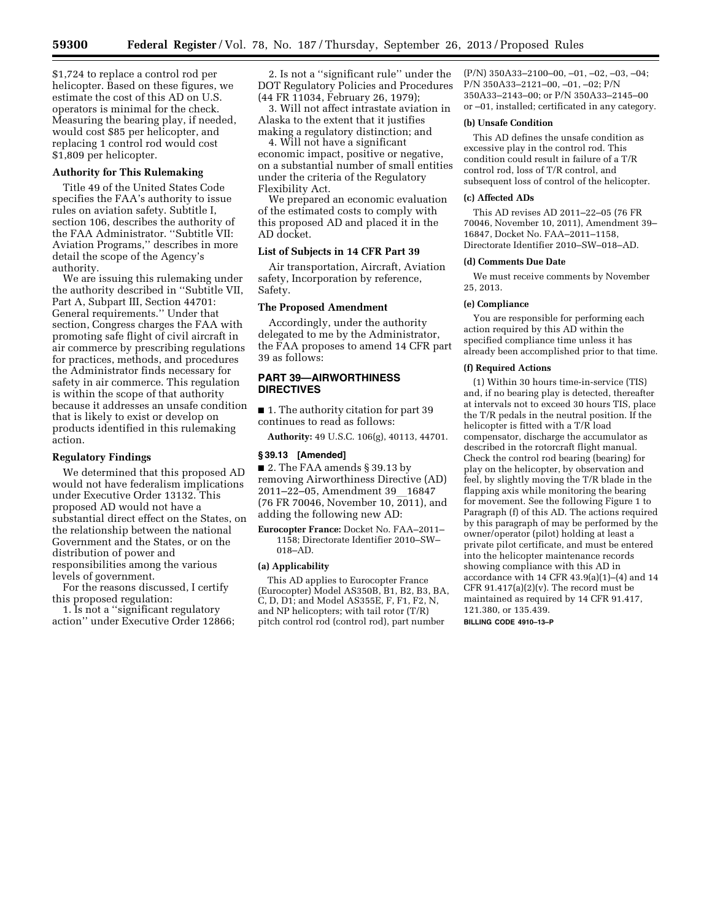$1,724 to replace a control rod per helicopter. Based on these figures, we estimate the cost of this AD on U.S. operators is minimal for the check. Measuring the bearing play, if needed, would cost $85 per helicopter, and replacing 1 control rod would cost $1,809 per helicopter.

**Authority for This Rulemaking**

Title 49 of the United States Code specifies the FAA's authority to issue rules on aviation safety. Subtitle I, section 106, describes the authority of the FAA Administrator. ''Subtitle VII: Aviation Programs,'' describes in more detail the scope of the Agency's authority.

We are issuing this rulemaking under the authority described in ''Subtitle VII, Part A, Subpart III, Section 44701: General requirements.'' Under that section, Congress charges the FAA with promoting safe flight of civil aircraft in air commerce by prescribing regulations for practices, methods, and procedures the Administrator finds necessary for safety in air commerce. This regulation is within the scope of that authority because it addresses an unsafe condition that is likely to exist or develop on products identified in this rulemaking action.

**Regulatory Findings**

We determined that this proposed AD would not have federalism implications under Executive Order 13132. This proposed AD would not have a substantial direct effect on the States, on the relationship between the national Government and the States, or on the distribution of power and responsibilities among the various levels of government.

For the reasons discussed, I certify this proposed regulation:

1. Is not a ''significant regulatory action'' under Executive Order 12866;

2. Is not a ''significant rule'' under the DOT Regulatory Policies and Procedures (44 FR 11034, February 26, 1979);

3. Will not affect intrastate aviation in Alaska to the extent that it justifies making a regulatory distinction; and

4. Will not have a significant economic impact, positive or negative, on a substantial number of small entities under the criteria of the Regulatory Flexibility Act.

We prepared an economic evaluation of the estimated costs to comply with this proposed AD and placed it in the AD docket.

**List of Subjects in 14 CFR Part 39**

Air transportation, Aircraft, Aviation safety, Incorporation by reference, Safety.

**The Proposed Amendment**

Accordingly, under the authority delegated to me by the Administrator, the FAA proposes to amend 14 CFR part 39 as follows:

## PART 39—AIRWORTHINESS DIRECTIVES

■ 1. The authority citation for part 39 continues to read as follows:

**Authority:** 49 U.S.C. 106(g), 40113, 44701.

**§ 39.13 [Amended]**

■ 2. The FAA amends § 39.13 by removing Airworthiness Directive (AD) 2011–22–05, Amendment 39__16847 (76 FR 70046, November 10, 2011), and adding the following new AD:

**Eurocopter France:** Docket No. FAA–2011–1158; Directorate Identifier 2010–SW–018–AD.

**(a) Applicability**

This AD applies to Eurocopter France (Eurocopter) Model AS350B, B1, B2, B3, BA, C, D, D1; and Model AS355E, F, F1, F2, N, and NP helicopters; with tail rotor (T/R) pitch control rod (control rod), part number (P/N) 350A33–2100–00, –01, –02, –03, –04; P/N 350A33–2121–00, –01, –02; P/N 350A33–2143–00; or P/N 350A33–2145–00 or –01, installed; certificated in any category.

**(b) Unsafe Condition**

This AD defines the unsafe condition as excessive play in the control rod. This condition could result in failure of a T/R control rod, loss of T/R control, and subsequent loss of control of the helicopter.

**(c) Affected ADs**

This AD revises AD 2011–22–05 (76 FR 70046, November 10, 2011), Amendment 39–16847, Docket No. FAA–2011–1158, Directorate Identifier 2010–SW–018–AD.

**(d) Comments Due Date**

We must receive comments by November 25, 2013.

**(e) Compliance**

You are responsible for performing each action required by this AD within the specified compliance time unless it has already been accomplished prior to that time.

**(f) Required Actions**

(1) Within 30 hours time-in-service (TIS) and, if no bearing play is detected, thereafter at intervals not to exceed 30 hours TIS, place the T/R pedals in the neutral position. If the helicopter is fitted with a T/R load compensator, discharge the accumulator as described in the rotorcraft flight manual. Check the control rod bearing (bearing) for play on the helicopter, by observation and feel, by slightly moving the T/R blade in the flapping axis while monitoring the bearing for movement. See the following Figure 1 to Paragraph (f) of this AD. The actions required by this paragraph of may be performed by the owner/operator (pilot) holding at least a private pilot certificate, and must be entered into the helicopter maintenance records showing compliance with this AD in accordance with 14 CFR 43.9(a)(1)–(4) and 14 CFR 91.417(a)(2)(v). The record must be maintained as required by 14 CFR 91.417, 121.380, or 135.439.

BILLING CODE 4910–13–P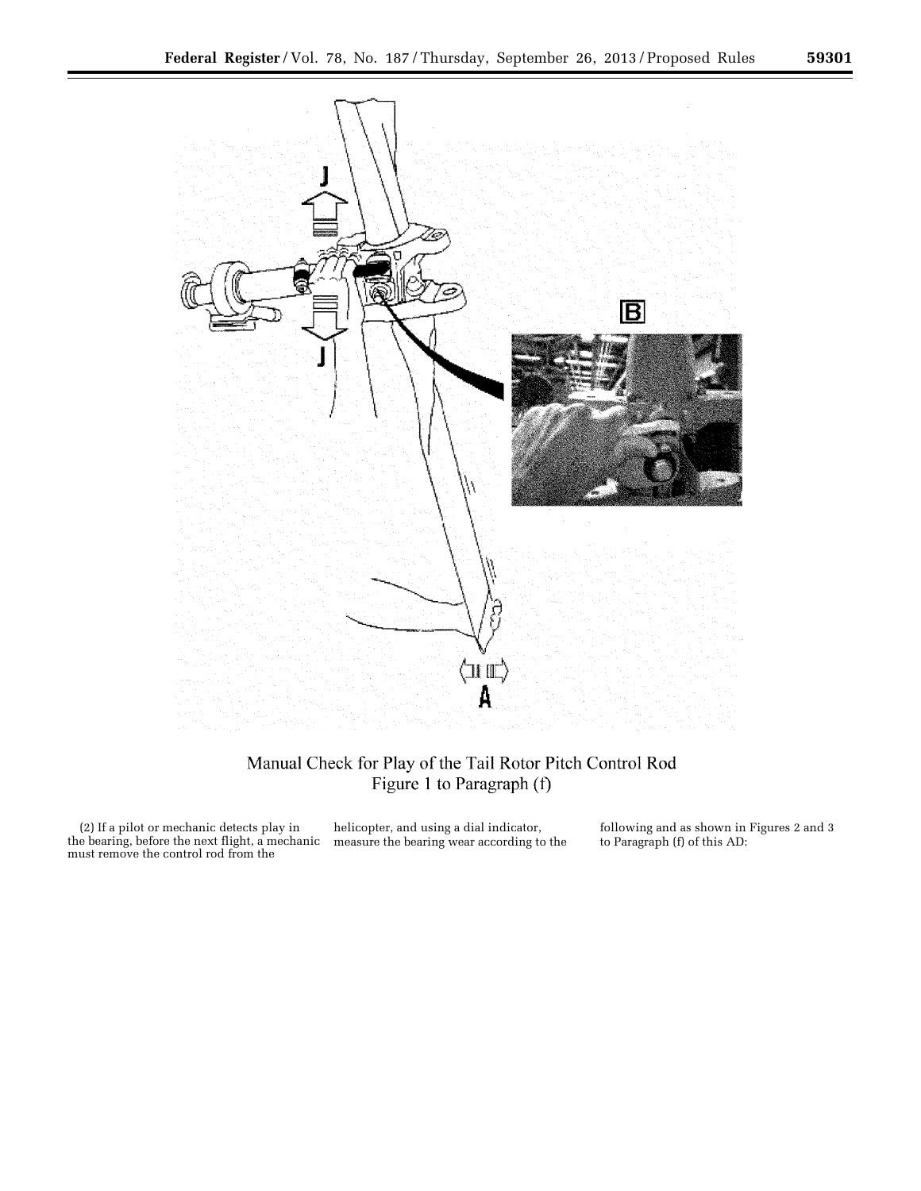Manual Check for Play of the Tail Rotor Pitch Control Rod
Figure 1 to Paragraph (f)

(2) If a pilot or mechanic detects play in the bearing, before the next flight, a mechanic must remove the control rod from the helicopter, and using a dial indicator, measure the bearing wear according to the following and as shown in Figures 2 and 3 to Paragraph (f) of this AD: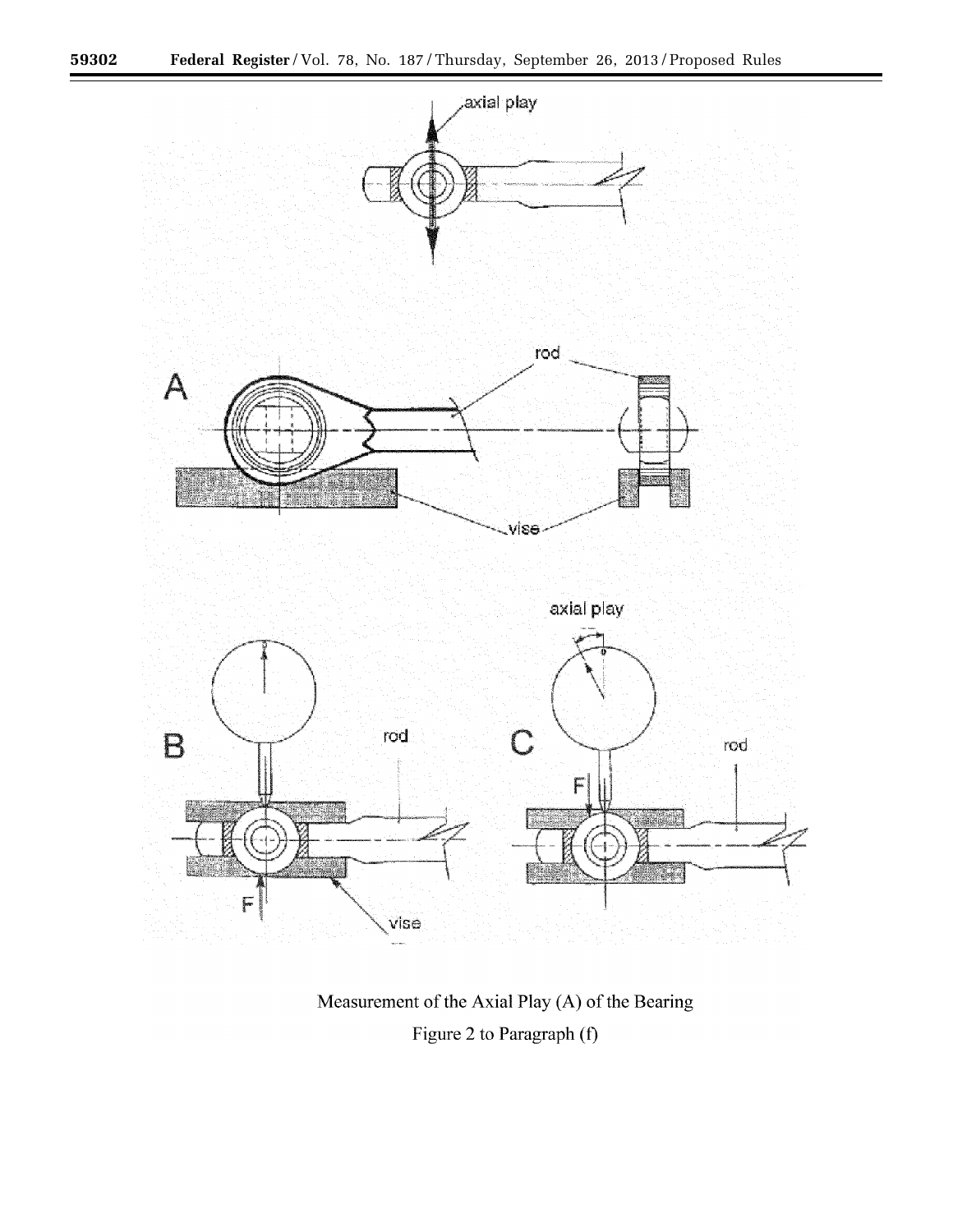Measurement of the Axial Play (A) of the Bearing

Figure 2 to Paragraph (f)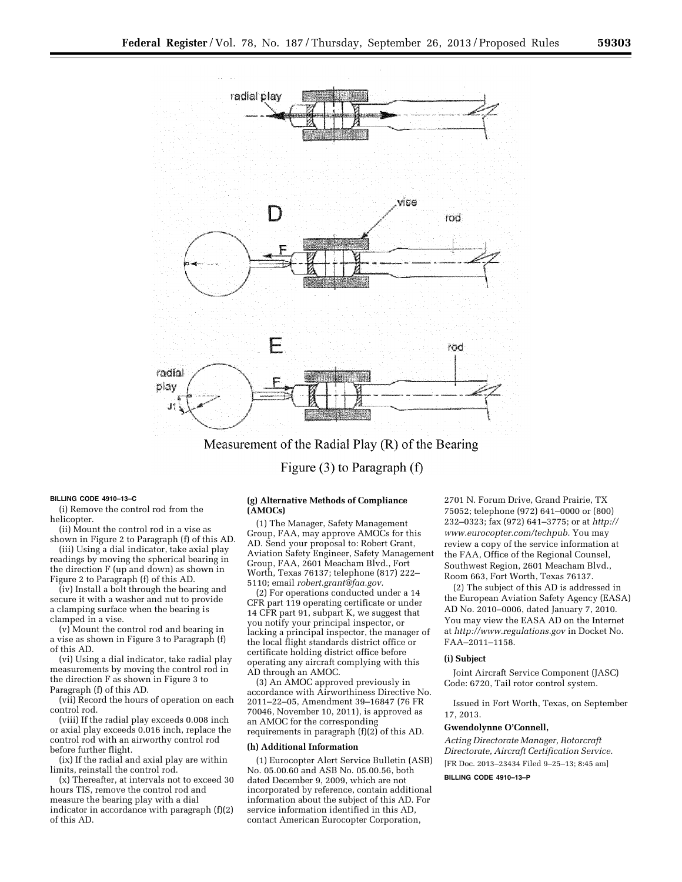radial play

D

vise

rod

F

E

rod

radial play

J1

F

Measurement of the Radial Play (R) of the Bearing

Figure (3) to Paragraph (f)

**BILLING CODE 4910–13–C**

(i) Remove the control rod from the helicopter.

(ii) Mount the control rod in a vise as shown in Figure 2 to Paragraph (f) of this AD.

(iii) Using a dial indicator, take axial play readings by moving the spherical bearing in the direction F (up and down) as shown in Figure 2 to Paragraph (f) of this AD.

(iv) Install a bolt through the bearing and secure it with a washer and nut to provide a clamping surface when the bearing is clamped in a vise.

(v) Mount the control rod and bearing in a vise as shown in Figure 3 to Paragraph (f) of this AD.

(vi) Using a dial indicator, take radial play measurements by moving the control rod in the direction F as shown in Figure 3 to Paragraph (f) of this AD.

(vii) Record the hours of operation on each control rod.

(viii) If the radial play exceeds 0.008 inch or axial play exceeds 0.016 inch, replace the control rod with an airworthy control rod before further flight.

(ix) If the radial and axial play are within limits, reinstall the control rod.

(x) Thereafter, at intervals not to exceed 30 hours TIS, remove the control rod and measure the bearing play with a dial indicator in accordance with paragraph (f)(2) of this AD.

**(g) Alternative Methods of Compliance (AMOCs)**

(1) The Manager, Safety Management Group, FAA, may approve AMOCs for this AD. Send your proposal to: Robert Grant, Aviation Safety Engineer, Safety Management Group, FAA, 2601 Meacham Blvd., Fort Worth, Texas 76137; telephone (817) 222–5110; email *robert.grant@faa.gov.*

(2) For operations conducted under a 14 CFR part 119 operating certificate or under 14 CFR part 91, subpart K, we suggest that you notify your principal inspector, or lacking a principal inspector, the manager of the local flight standards district office or certificate holding district office before operating any aircraft complying with this AD through an AMOC.

(3) An AMOC approved previously in accordance with Airworthiness Directive No. 2011–22–05, Amendment 39–16847 (76 FR 70046, November 10, 2011), is approved as an AMOC for the corresponding requirements in paragraph (f)(2) of this AD.

**(h) Additional Information**

(1) Eurocopter Alert Service Bulletin (ASB) No. 05.00.60 and ASB No. 05.00.56, both dated December 9, 2009, which are not incorporated by reference, contain additional information about the subject of this AD. For service information identified in this AD, contact American Eurocopter Corporation, 2701 N. Forum Drive, Grand Prairie, TX 75052; telephone (972) 641–0000 or (800) 232–0323; fax (972) 641–3775; or at *http://www.eurocopter.com/techpub.* You may review a copy of the service information at the FAA, Office of the Regional Counsel, Southwest Region, 2601 Meacham Blvd., Room 663, Fort Worth, Texas 76137.

(2) The subject of this AD is addressed in the European Aviation Safety Agency (EASA) AD No. 2010–0006, dated January 7, 2010. You may view the EASA AD on the Internet at *http://www.regulations.gov* in Docket No. FAA–2011–1158.

**(i) Subject**

Joint Aircraft Service Component (JASC) Code: 6720, Tail rotor control system.

Issued in Fort Worth, Texas, on September 17, 2013.

**Gwendolynne O'Connell,**

*Acting Directorate Manager, Rotorcraft Directorate, Aircraft Certification Service.*

[FR Doc. 2013–23434 Filed 9–25–13; 8:45 am]

**BILLING CODE 4910–13–P**